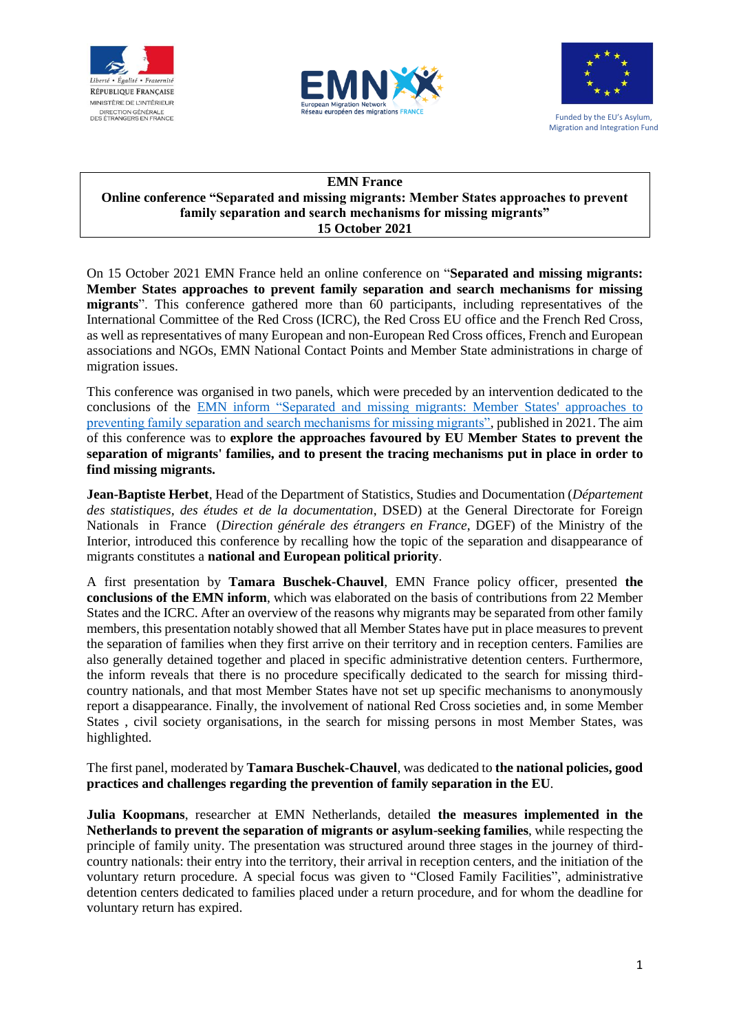**EMN France**
**Online conference "Separated and missing migrants: Member States approaches to prevent family separation and search mechanisms for missing migrants"**
**15 October 2021**

On 15 October 2021 EMN France held an online conference on "**Separated and missing migrants: Member States approaches to prevent family separation and search mechanisms for missing migrants**". This conference gathered more than 60 participants, including representatives of the International Committee of the Red Cross (ICRC), the Red Cross EU office and the French Red Cross, as well as representatives of many European and non-European Red Cross offices, French and European associations and NGOs, EMN National Contact Points and Member State administrations in charge of migration issues.

This conference was organised in two panels, which were preceded by an intervention dedicated to the conclusions of the EMN inform "Separated and missing migrants: Member States' approaches to preventing family separation and search mechanisms for missing migrants", published in 2021. The aim of this conference was to **explore the approaches favoured by EU Member States to prevent the separation of migrants' families, and to present the tracing mechanisms put in place in order to find missing migrants.**

**Jean-Baptiste Herbet**, Head of the Department of Statistics, Studies and Documentation (*Département des statistiques, des études et de la documentation*, DSED) at the General Directorate for Foreign Nationals in France (*Direction générale des étrangers en France*, DGEF) of the Ministry of the Interior, introduced this conference by recalling how the topic of the separation and disappearance of migrants constitutes a **national and European political priority**.

A first presentation by **Tamara Buschek-Chauvel**, EMN France policy officer, presented **the conclusions of the EMN inform**, which was elaborated on the basis of contributions from 22 Member States and the ICRC. After an overview of the reasons why migrants may be separated from other family members, this presentation notably showed that all Member States have put in place measures to prevent the separation of families when they first arrive on their territory and in reception centers. Families are also generally detained together and placed in specific administrative detention centers. Furthermore, the inform reveals that there is no procedure specifically dedicated to the search for missing third-country nationals, and that most Member States have not set up specific mechanisms to anonymously report a disappearance. Finally, the involvement of national Red Cross societies and, in some Member States , civil society organisations, in the search for missing persons in most Member States, was highlighted.

The first panel, moderated by **Tamara Buschek-Chauvel**, was dedicated to **the national policies, good practices and challenges regarding the prevention of family separation in the EU**.

**Julia Koopmans**, researcher at EMN Netherlands, detailed **the measures implemented in the Netherlands to prevent the separation of migrants or asylum-seeking families**, while respecting the principle of family unity. The presentation was structured around three stages in the journey of third-country nationals: their entry into the territory, their arrival in reception centers, and the initiation of the voluntary return procedure. A special focus was given to "Closed Family Facilities", administrative detention centers dedicated to families placed under a return procedure, and for whom the deadline for voluntary return has expired.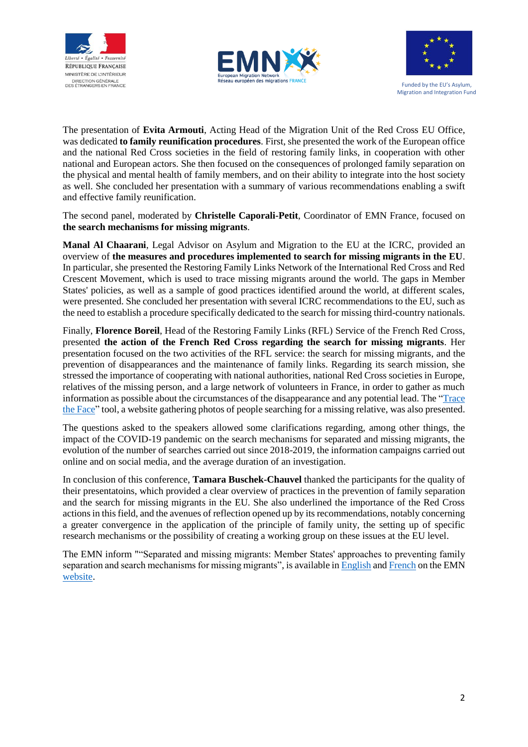The presentation of **Evita Armouti**, Acting Head of the Migration Unit of the Red Cross EU Office, was dedicated **to family reunification procedures**. First, she presented the work of the European office and the national Red Cross societies in the field of restoring family links, in cooperation with other national and European actors. She then focused on the consequences of prolonged family separation on the physical and mental health of family members, and on their ability to integrate into the host society as well. She concluded her presentation with a summary of various recommendations enabling a swift and effective family reunification.

The second panel, moderated by **Christelle Caporali-Petit**, Coordinator of EMN France, focused on **the search mechanisms for missing migrants**.

**Manal Al Chaarani**, Legal Advisor on Asylum and Migration to the EU at the ICRC, provided an overview of **the measures and procedures implemented to search for missing migrants in the EU**. In particular, she presented the Restoring Family Links Network of the International Red Cross and Red Crescent Movement, which is used to trace missing migrants around the world. The gaps in Member States' policies, as well as a sample of good practices identified around the world, at different scales, were presented. She concluded her presentation with several ICRC recommendations to the EU, such as the need to establish a procedure specifically dedicated to the search for missing third-country nationals.

Finally, **Florence Boreil**, Head of the Restoring Family Links (RFL) Service of the French Red Cross, presented **the action of the French Red Cross regarding the search for missing migrants**. Her presentation focused on the two activities of the RFL service: the search for missing migrants, and the prevention of disappearances and the maintenance of family links. Regarding its search mission, she stressed the importance of cooperating with national authorities, national Red Cross societies in Europe, relatives of the missing person, and a large network of volunteers in France, in order to gather as much information as possible about the circumstances of the disappearance and any potential lead. The "Trace the Face" tool, a website gathering photos of people searching for a missing relative, was also presented.

The questions asked to the speakers allowed some clarifications regarding, among other things, the impact of the COVID-19 pandemic on the search mechanisms for separated and missing migrants, the evolution of the number of searches carried out since 2018-2019, the information campaigns carried out online and on social media, and the average duration of an investigation.

In conclusion of this conference, **Tamara Buschek-Chauvel** thanked the participants for the quality of their presentatoins, which provided a clear overview of practices in the prevention of family separation and the search for missing migrants in the EU. She also underlined the importance of the Red Cross actions in this field, and the avenues of reflection opened up by its recommendations, notably concerning a greater convergence in the application of the principle of family unity, the setting up of specific research mechanisms or the possibility of creating a working group on these issues at the EU level.

The EMN inform ""Separated and missing migrants: Member States' approaches to preventing family separation and search mechanisms for missing migrants", is available in English and French on the EMN website.